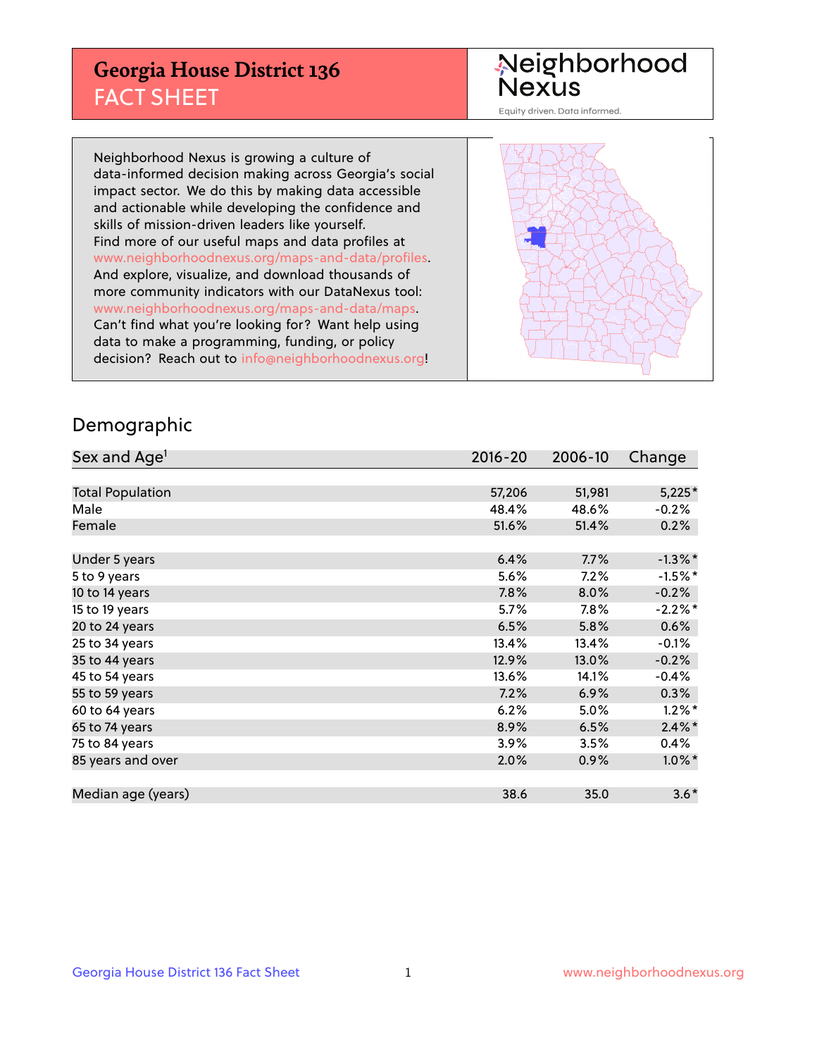# Georgia House District 136
## FACT SHEET

Neighborhood Nexus
Equity driven. Data informed.

Neighborhood Nexus is growing a culture of data-informed decision making across Georgia's social impact sector. We do this by making data accessible and actionable while developing the confidence and skills of mission-driven leaders like yourself. Find more of our useful maps and data profiles at www.neighborhoodnexus.org/maps-and-data/profiles. And explore, visualize, and download thousands of more community indicators with our DataNexus tool: www.neighborhoodnexus.org/maps-and-data/maps. Can't find what you're looking for? Want help using data to make a programming, funding, or policy decision? Reach out to info@neighborhoodnexus.org!

## Demographic

| Sex and Age[1] | 2016-20 | 2006-10 | Change |
|---|---|---|---|
| Total Population | 57,206 | 51,981 | 5,225* |
| Male | 48.4% | 48.6% | -0.2% |
| Female | 51.6% | 51.4% | 0.2% |
| | | | |
| Under 5 years | 6.4% | 7.7% | -1.3%* |
| 5 to 9 years | 5.6% | 7.2% | -1.5%* |
| 10 to 14 years | 7.8% | 8.0% | -0.2% |
| 15 to 19 years | 5.7% | 7.8% | -2.2%* |
| 20 to 24 years | 6.5% | 5.8% | 0.6% |
| 25 to 34 years | 13.4% | 13.4% | -0.1% |
| 35 to 44 years | 12.9% | 13.0% | -0.2% |
| 45 to 54 years | 13.6% | 14.1% | -0.4% |
| 55 to 59 years | 7.2% | 6.9% | 0.3% |
| 60 to 64 years | 6.2% | 5.0% | 1.2%* |
| 65 to 74 years | 8.9% | 6.5% | 2.4%* |
| 75 to 84 years | 3.9% | 3.5% | 0.4% |
| 85 years and over | 2.0% | 0.9% | 1.0%* |
| | | | |
| Median age (years) | 38.6 | 35.0 | 3.6* |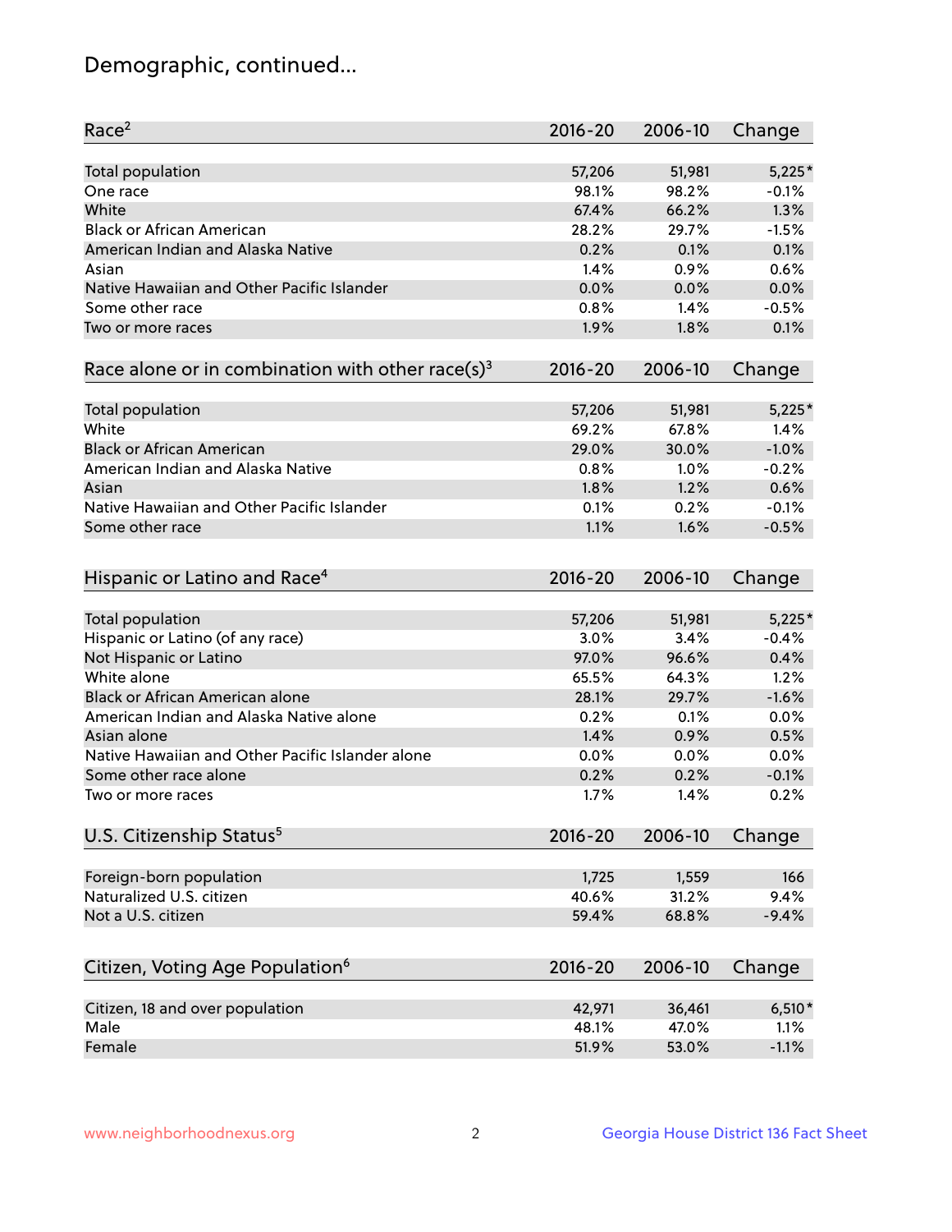# Demographic, continued...

| Race[2] | 2016-20 | 2006-10 | Change |
|---|---|---|---|
| Total population | 57,206 | 51,981 | 5,225* |
| One race | 98.1% | 98.2% | -0.1% |
| White | 67.4% | 66.2% | 1.3% |
| Black or African American | 28.2% | 29.7% | -1.5% |
| American Indian and Alaska Native | 0.2% | 0.1% | 0.1% |
| Asian | 1.4% | 0.9% | 0.6% |
| Native Hawaiian and Other Pacific Islander | 0.0% | 0.0% | 0.0% |
| Some other race | 0.8% | 1.4% | -0.5% |
| Two or more races | 1.9% | 1.8% | 0.1% |

| Race alone or in combination with other race(s)[3] | 2016-20 | 2006-10 | Change |
|---|---|---|---|
| Total population | 57,206 | 51,981 | 5,225* |
| White | 69.2% | 67.8% | 1.4% |
| Black or African American | 29.0% | 30.0% | -1.0% |
| American Indian and Alaska Native | 0.8% | 1.0% | -0.2% |
| Asian | 1.8% | 1.2% | 0.6% |
| Native Hawaiian and Other Pacific Islander | 0.1% | 0.2% | -0.1% |
| Some other race | 1.1% | 1.6% | -0.5% |

| Hispanic or Latino and Race[4] | 2016-20 | 2006-10 | Change |
|---|---|---|---|
| Total population | 57,206 | 51,981 | 5,225* |
| Hispanic or Latino (of any race) | 3.0% | 3.4% | -0.4% |
| Not Hispanic or Latino | 97.0% | 96.6% | 0.4% |
| White alone | 65.5% | 64.3% | 1.2% |
| Black or African American alone | 28.1% | 29.7% | -1.6% |
| American Indian and Alaska Native alone | 0.2% | 0.1% | 0.0% |
| Asian alone | 1.4% | 0.9% | 0.5% |
| Native Hawaiian and Other Pacific Islander alone | 0.0% | 0.0% | 0.0% |
| Some other race alone | 0.2% | 0.2% | -0.1% |
| Two or more races | 1.7% | 1.4% | 0.2% |

| U.S. Citizenship Status[5] | 2016-20 | 2006-10 | Change |
|---|---|---|---|
| Foreign-born population | 1,725 | 1,559 | 166 |
| Naturalized U.S. citizen | 40.6% | 31.2% | 9.4% |
| Not a U.S. citizen | 59.4% | 68.8% | -9.4% |

| Citizen, Voting Age Population[6] | 2016-20 | 2006-10 | Change |
|---|---|---|---|
| Citizen, 18 and over population | 42,971 | 36,461 | 6,510* |
| Male | 48.1% | 47.0% | 1.1% |
| Female | 51.9% | 53.0% | -1.1% |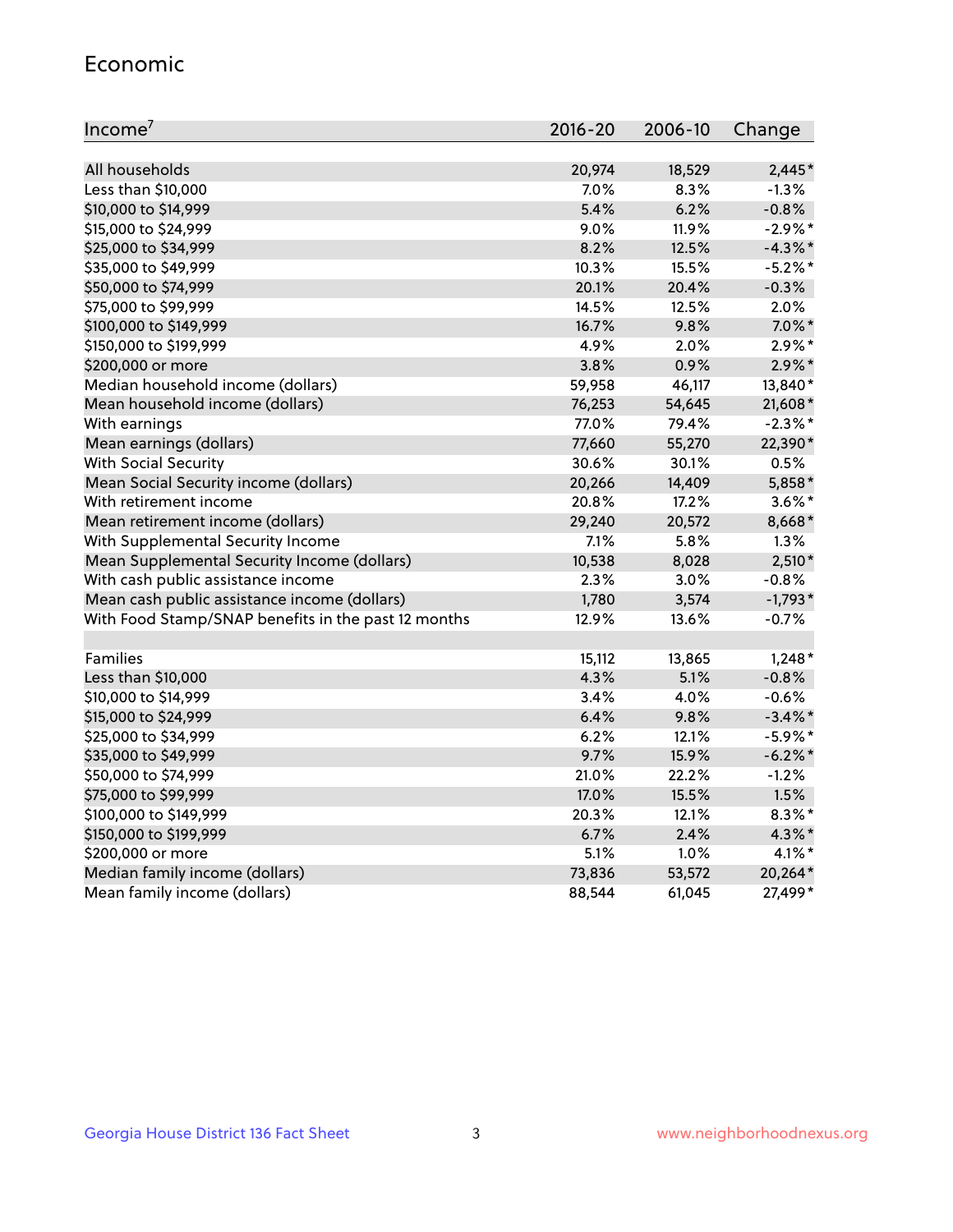## Economic

| Income[7] | 2016-20 | 2006-10 | Change |
|---|---|---|---|
| All households | 20,974 | 18,529 | 2,445* |
| Less than $10,000 | 7.0% | 8.3% | -1.3% |
| $10,000 to $14,999 | 5.4% | 6.2% | -0.8% |
| $15,000 to $24,999 | 9.0% | 11.9% | -2.9%* |
| $25,000 to $34,999 | 8.2% | 12.5% | -4.3%* |
| $35,000 to $49,999 | 10.3% | 15.5% | -5.2%* |
| $50,000 to $74,999 | 20.1% | 20.4% | -0.3% |
| $75,000 to $99,999 | 14.5% | 12.5% | 2.0% |
| $100,000 to $149,999 | 16.7% | 9.8% | 7.0%* |
| $150,000 to $199,999 | 4.9% | 2.0% | 2.9%* |
| $200,000 or more | 3.8% | 0.9% | 2.9%* |
| Median household income (dollars) | 59,958 | 46,117 | 13,840* |
| Mean household income (dollars) | 76,253 | 54,645 | 21,608* |
| With earnings | 77.0% | 79.4% | -2.3%* |
| Mean earnings (dollars) | 77,660 | 55,270 | 22,390* |
| With Social Security | 30.6% | 30.1% | 0.5% |
| Mean Social Security income (dollars) | 20,266 | 14,409 | 5,858* |
| With retirement income | 20.8% | 17.2% | 3.6%* |
| Mean retirement income (dollars) | 29,240 | 20,572 | 8,668* |
| With Supplemental Security Income | 7.1% | 5.8% | 1.3% |
| Mean Supplemental Security Income (dollars) | 10,538 | 8,028 | 2,510* |
| With cash public assistance income | 2.3% | 3.0% | -0.8% |
| Mean cash public assistance income (dollars) | 1,780 | 3,574 | -1,793* |
| With Food Stamp/SNAP benefits in the past 12 months | 12.9% | 13.6% | -0.7% |
| | | | |
| Families | 15,112 | 13,865 | 1,248* |
| Less than $10,000 | 4.3% | 5.1% | -0.8% |
| $10,000 to $14,999 | 3.4% | 4.0% | -0.6% |
| $15,000 to $24,999 | 6.4% | 9.8% | -3.4%* |
| $25,000 to $34,999 | 6.2% | 12.1% | -5.9%* |
| $35,000 to $49,999 | 9.7% | 15.9% | -6.2%* |
| $50,000 to $74,999 | 21.0% | 22.2% | -1.2% |
| $75,000 to $99,999 | 17.0% | 15.5% | 1.5% |
| $100,000 to $149,999 | 20.3% | 12.1% | 8.3%* |
| $150,000 to $199,999 | 6.7% | 2.4% | 4.3%* |
| $200,000 or more | 5.1% | 1.0% | 4.1%* |
| Median family income (dollars) | 73,836 | 53,572 | 20,264* |
| Mean family income (dollars) | 88,544 | 61,045 | 27,499* |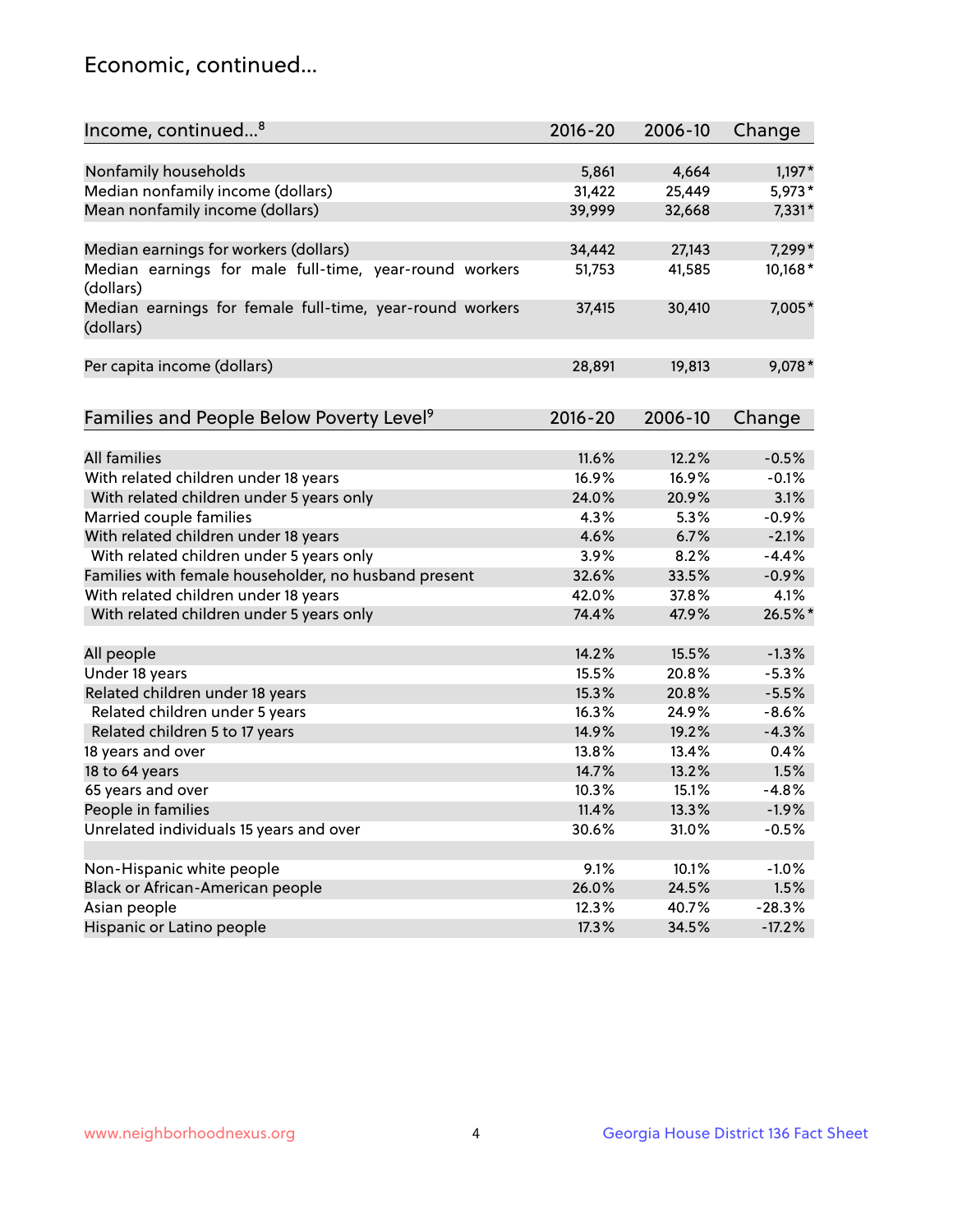## Economic, continued...

| Income, continued...[8] | 2016-20 | 2006-10 | Change |
|---|---|---|---|
| Nonfamily households | 5,861 | 4,664 | 1,197* |
| Median nonfamily income (dollars) | 31,422 | 25,449 | 5,973* |
| Mean nonfamily income (dollars) | 39,999 | 32,668 | 7,331* |
| Median earnings for workers (dollars) | 34,442 | 27,143 | 7,299* |
| Median earnings for male full-time, year-round workers (dollars) | 51,753 | 41,585 | 10,168* |
| Median earnings for female full-time, year-round workers (dollars) | 37,415 | 30,410 | 7,005* |
| Per capita income (dollars) | 28,891 | 19,813 | 9,078* |

| Families and People Below Poverty Level[9] | 2016-20 | 2006-10 | Change |
|---|---|---|---|
| All families | 11.6% | 12.2% | -0.5% |
| With related children under 18 years | 16.9% | 16.9% | -0.1% |
| With related children under 5 years only | 24.0% | 20.9% | 3.1% |
| Married couple families | 4.3% | 5.3% | -0.9% |
| With related children under 18 years | 4.6% | 6.7% | -2.1% |
| With related children under 5 years only | 3.9% | 8.2% | -4.4% |
| Families with female householder, no husband present | 32.6% | 33.5% | -0.9% |
| With related children under 18 years | 42.0% | 37.8% | 4.1% |
| With related children under 5 years only | 74.4% | 47.9% | 26.5%* |
| All people | 14.2% | 15.5% | -1.3% |
| Under 18 years | 15.5% | 20.8% | -5.3% |
| Related children under 18 years | 15.3% | 20.8% | -5.5% |
| Related children under 5 years | 16.3% | 24.9% | -8.6% |
| Related children 5 to 17 years | 14.9% | 19.2% | -4.3% |
| 18 years and over | 13.8% | 13.4% | 0.4% |
| 18 to 64 years | 14.7% | 13.2% | 1.5% |
| 65 years and over | 10.3% | 15.1% | -4.8% |
| People in families | 11.4% | 13.3% | -1.9% |
| Unrelated individuals 15 years and over | 30.6% | 31.0% | -0.5% |
| Non-Hispanic white people | 9.1% | 10.1% | -1.0% |
| Black or African-American people | 26.0% | 24.5% | 1.5% |
| Asian people | 12.3% | 40.7% | -28.3% |
| Hispanic or Latino people | 17.3% | 34.5% | -17.2% |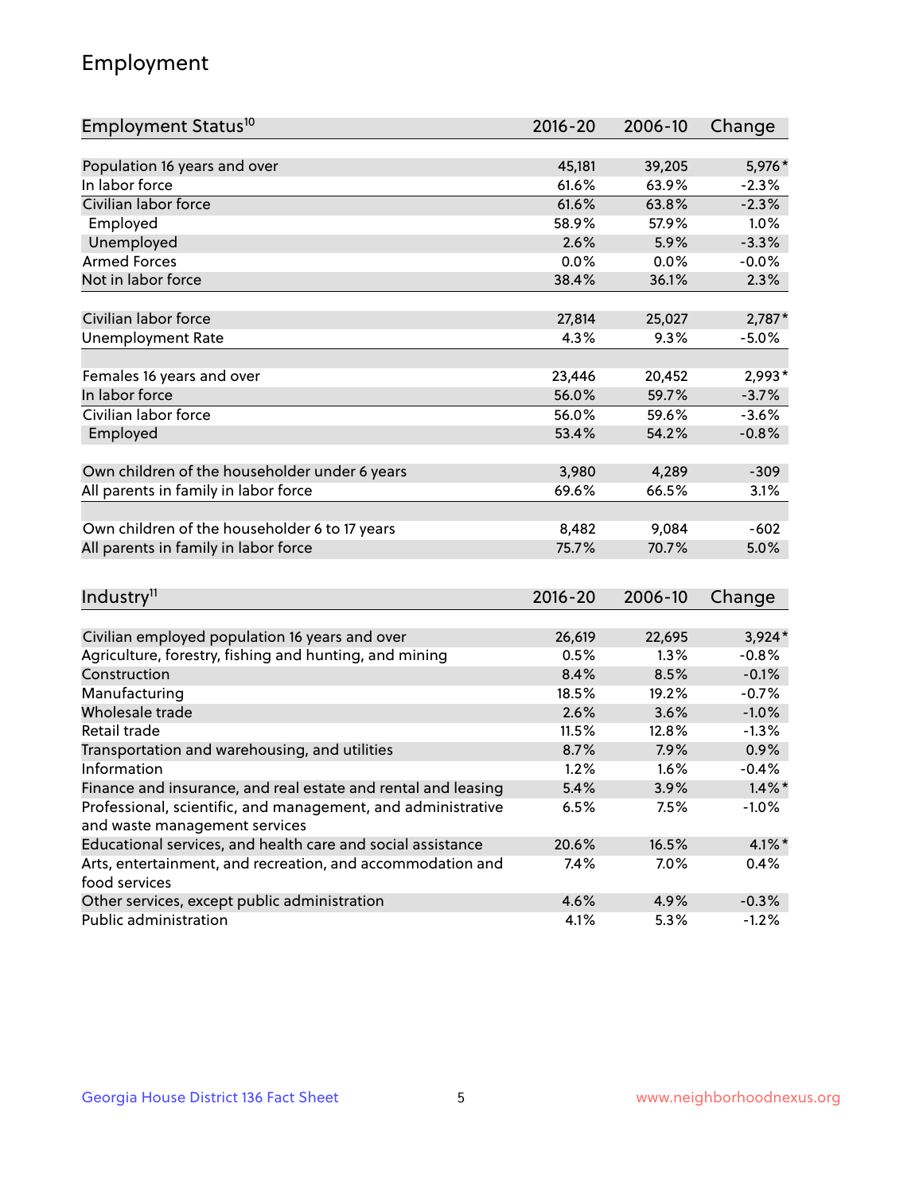## Employment

| Employment Status[10] | 2016-20 | 2006-10 | Change |
|---|---|---|---|
| Population 16 years and over | 45,181 | 39,205 | 5,976* |
| In labor force | 61.6% | 63.9% | -2.3% |
| Civilian labor force | 61.6% | 63.8% | -2.3% |
| Employed | 58.9% | 57.9% | 1.0% |
| Unemployed | 2.6% | 5.9% | -3.3% |
| Armed Forces | 0.0% | 0.0% | -0.0% |
| Not in labor force | 38.4% | 36.1% | 2.3% |
| | | | |
| Civilian labor force | 27,814 | 25,027 | 2,787* |
| Unemployment Rate | 4.3% | 9.3% | -5.0% |
| | | | |
| Females 16 years and over | 23,446 | 20,452 | 2,993* |
| In labor force | 56.0% | 59.7% | -3.7% |
| Civilian labor force | 56.0% | 59.6% | -3.6% |
| Employed | 53.4% | 54.2% | -0.8% |
| | | | |
| Own children of the householder under 6 years | 3,980 | 4,289 | -309 |
| All parents in family in labor force | 69.6% | 66.5% | 3.1% |
| | | | |
| Own children of the householder 6 to 17 years | 8,482 | 9,084 | -602 |
| All parents in family in labor force | 75.7% | 70.7% | 5.0% |

| Industry[11] | 2016-20 | 2006-10 | Change |
|---|---|---|---|
| Civilian employed population 16 years and over | 26,619 | 22,695 | 3,924* |
| Agriculture, forestry, fishing and hunting, and mining | 0.5% | 1.3% | -0.8% |
| Construction | 8.4% | 8.5% | -0.1% |
| Manufacturing | 18.5% | 19.2% | -0.7% |
| Wholesale trade | 2.6% | 3.6% | -1.0% |
| Retail trade | 11.5% | 12.8% | -1.3% |
| Transportation and warehousing, and utilities | 8.7% | 7.9% | 0.9% |
| Information | 1.2% | 1.6% | -0.4% |
| Finance and insurance, and real estate and rental and leasing | 5.4% | 3.9% | 1.4%* |
| Professional, scientific, and management, and administrative and waste management services | 6.5% | 7.5% | -1.0% |
| Educational services, and health care and social assistance | 20.6% | 16.5% | 4.1%* |
| Arts, entertainment, and recreation, and accommodation and food services | 7.4% | 7.0% | 0.4% |
| Other services, except public administration | 4.6% | 4.9% | -0.3% |
| Public administration | 4.1% | 5.3% | -1.2% |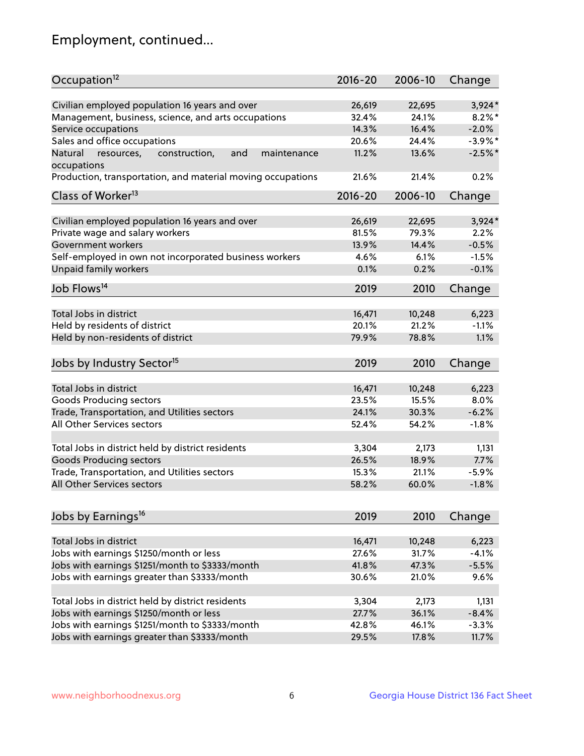# Employment, continued...

| Occupation[12] | 2016-20 | 2006-10 | Change |
|---|---|---|---|
| Civilian employed population 16 years and over | 26,619 | 22,695 | 3,924* |
| Management, business, science, and arts occupations | 32.4% | 24.1% | 8.2%* |
| Service occupations | 14.3% | 16.4% | -2.0% |
| Sales and office occupations | 20.6% | 24.4% | -3.9%* |
| Natural resources, construction, and maintenance occupations | 11.2% | 13.6% | -2.5%* |
| Production, transportation, and material moving occupations | 21.6% | 21.4% | 0.2% |

| Class of Worker[13] | 2016-20 | 2006-10 | Change |
|---|---|---|---|
| Civilian employed population 16 years and over | 26,619 | 22,695 | 3,924* |
| Private wage and salary workers | 81.5% | 79.3% | 2.2% |
| Government workers | 13.9% | 14.4% | -0.5% |
| Self-employed in own not incorporated business workers | 4.6% | 6.1% | -1.5% |
| Unpaid family workers | 0.1% | 0.2% | -0.1% |

| Job Flows[14] | 2019 | 2010 | Change |
|---|---|---|---|
| Total Jobs in district | 16,471 | 10,248 | 6,223 |
| Held by residents of district | 20.1% | 21.2% | -1.1% |
| Held by non-residents of district | 79.9% | 78.8% | 1.1% |

| Jobs by Industry Sector[15] | 2019 | 2010 | Change |
|---|---|---|---|
| Total Jobs in district | 16,471 | 10,248 | 6,223 |
| Goods Producing sectors | 23.5% | 15.5% | 8.0% |
| Trade, Transportation, and Utilities sectors | 24.1% | 30.3% | -6.2% |
| All Other Services sectors | 52.4% | 54.2% | -1.8% |
| | | | |
| Total Jobs in district held by district residents | 3,304 | 2,173 | 1,131 |
| Goods Producing sectors | 26.5% | 18.9% | 7.7% |
| Trade, Transportation, and Utilities sectors | 15.3% | 21.1% | -5.9% |
| All Other Services sectors | 58.2% | 60.0% | -1.8% |

| Jobs by Earnings[16] | 2019 | 2010 | Change |
|---|---|---|---|
| Total Jobs in district | 16,471 | 10,248 | 6,223 |
| Jobs with earnings $1250/month or less | 27.6% | 31.7% | -4.1% |
| Jobs with earnings $1251/month to $3333/month | 41.8% | 47.3% | -5.5% |
| Jobs with earnings greater than $3333/month | 30.6% | 21.0% | 9.6% |
| | | | |
| Total Jobs in district held by district residents | 3,304 | 2,173 | 1,131 |
| Jobs with earnings $1250/month or less | 27.7% | 36.1% | -8.4% |
| Jobs with earnings $1251/month to $3333/month | 42.8% | 46.1% | -3.3% |
| Jobs with earnings greater than $3333/month | 29.5% | 17.8% | 11.7% |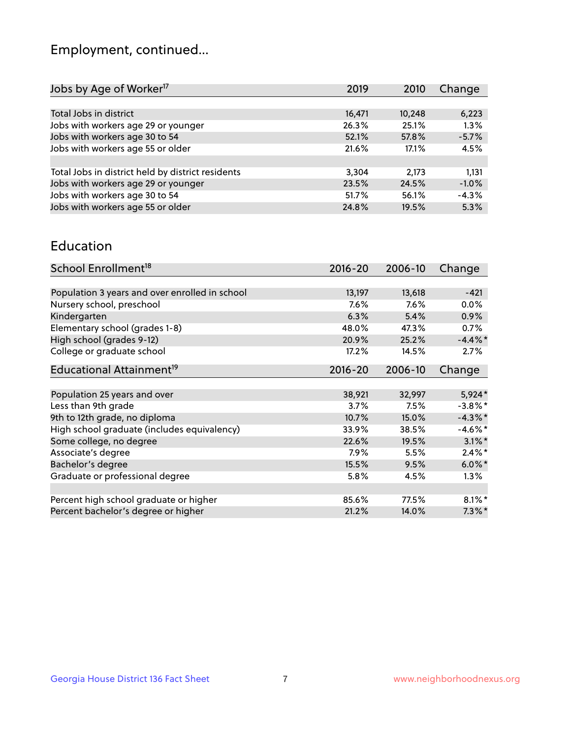# Employment, continued...

| Jobs by Age of Worker[17] | 2019 | 2010 | Change |
|---|---|---|---|
| Total Jobs in district | 16,471 | 10,248 | 6,223 |
| Jobs with workers age 29 or younger | 26.3% | 25.1% | 1.3% |
| Jobs with workers age 30 to 54 | 52.1% | 57.8% | -5.7% |
| Jobs with workers age 55 or older | 21.6% | 17.1% | 4.5% |
| | | | |
| Total Jobs in district held by district residents | 3,304 | 2,173 | 1,131 |
| Jobs with workers age 29 or younger | 23.5% | 24.5% | -1.0% |
| Jobs with workers age 30 to 54 | 51.7% | 56.1% | -4.3% |
| Jobs with workers age 55 or older | 24.8% | 19.5% | 5.3% |

## Education

| School Enrollment[18] | 2016-20 | 2006-10 | Change |
|---|---|---|---|
| Population 3 years and over enrolled in school | 13,197 | 13,618 | -421 |
| Nursery school, preschool | 7.6% | 7.6% | 0.0% |
| Kindergarten | 6.3% | 5.4% | 0.9% |
| Elementary school (grades 1-8) | 48.0% | 47.3% | 0.7% |
| High school (grades 9-12) | 20.9% | 25.2% | -4.4%* |
| College or graduate school | 17.2% | 14.5% | 2.7% |

| Educational Attainment[19] | 2016-20 | 2006-10 | Change |
|---|---|---|---|
| Population 25 years and over | 38,921 | 32,997 | 5,924* |
| Less than 9th grade | 3.7% | 7.5% | -3.8%* |
| 9th to 12th grade, no diploma | 10.7% | 15.0% | -4.3%* |
| High school graduate (includes equivalency) | 33.9% | 38.5% | -4.6%* |
| Some college, no degree | 22.6% | 19.5% | 3.1%* |
| Associate's degree | 7.9% | 5.5% | 2.4%* |
| Bachelor's degree | 15.5% | 9.5% | 6.0%* |
| Graduate or professional degree | 5.8% | 4.5% | 1.3% |
| | | | |
| Percent high school graduate or higher | 85.6% | 77.5% | 8.1%* |
| Percent bachelor's degree or higher | 21.2% | 14.0% | 7.3%* |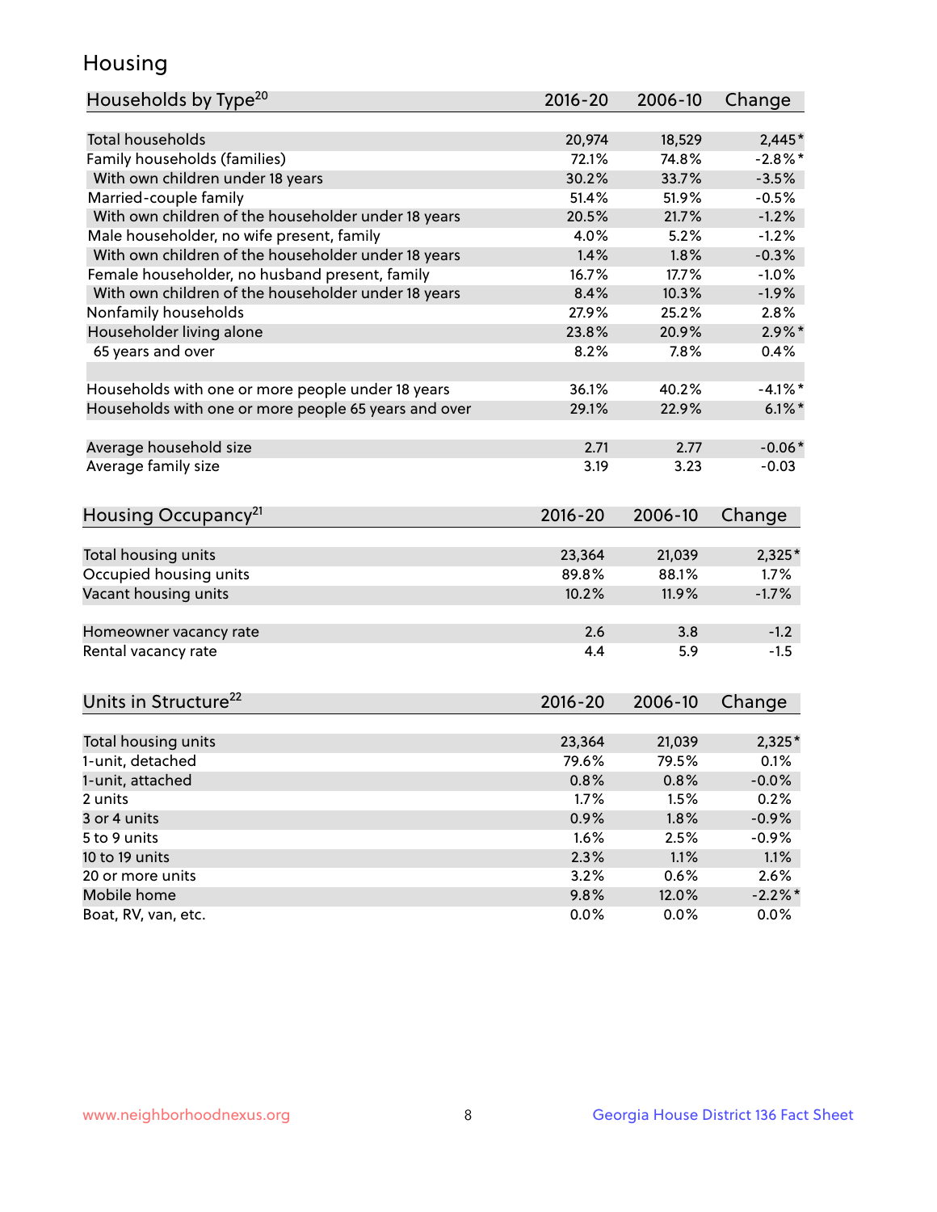# Housing

| Households by Type[20] | 2016-20 | 2006-10 | Change |
|---|---|---|---|
| Total households | 20,974 | 18,529 | 2,445* |
| Family households (families) | 72.1% | 74.8% | -2.8%* |
| With own children under 18 years | 30.2% | 33.7% | -3.5% |
| Married-couple family | 51.4% | 51.9% | -0.5% |
| With own children of the householder under 18 years | 20.5% | 21.7% | -1.2% |
| Male householder, no wife present, family | 4.0% | 5.2% | -1.2% |
| With own children of the householder under 18 years | 1.4% | 1.8% | -0.3% |
| Female householder, no husband present, family | 16.7% | 17.7% | -1.0% |
| With own children of the householder under 18 years | 8.4% | 10.3% | -1.9% |
| Nonfamily households | 27.9% | 25.2% | 2.8% |
| Householder living alone | 23.8% | 20.9% | 2.9%* |
| 65 years and over | 8.2% | 7.8% | 0.4% |
| | | | |
| Households with one or more people under 18 years | 36.1% | 40.2% | -4.1%* |
| Households with one or more people 65 years and over | 29.1% | 22.9% | 6.1%* |
| | | | |
| Average household size | 2.71 | 2.77 | -0.06* |
| Average family size | 3.19 | 3.23 | -0.03 |

| Housing Occupancy[21] | 2016-20 | 2006-10 | Change |
|---|---|---|---|
| Total housing units | 23,364 | 21,039 | 2,325* |
| Occupied housing units | 89.8% | 88.1% | 1.7% |
| Vacant housing units | 10.2% | 11.9% | -1.7% |
| | | | |
| Homeowner vacancy rate | 2.6 | 3.8 | -1.2 |
| Rental vacancy rate | 4.4 | 5.9 | -1.5 |

| Units in Structure[22] | 2016-20 | 2006-10 | Change |
|---|---|---|---|
| Total housing units | 23,364 | 21,039 | 2,325* |
| 1-unit, detached | 79.6% | 79.5% | 0.1% |
| 1-unit, attached | 0.8% | 0.8% | -0.0% |
| 2 units | 1.7% | 1.5% | 0.2% |
| 3 or 4 units | 0.9% | 1.8% | -0.9% |
| 5 to 9 units | 1.6% | 2.5% | -0.9% |
| 10 to 19 units | 2.3% | 1.1% | 1.1% |
| 20 or more units | 3.2% | 0.6% | 2.6% |
| Mobile home | 9.8% | 12.0% | -2.2%* |
| Boat, RV, van, etc. | 0.0% | 0.0% | 0.0% |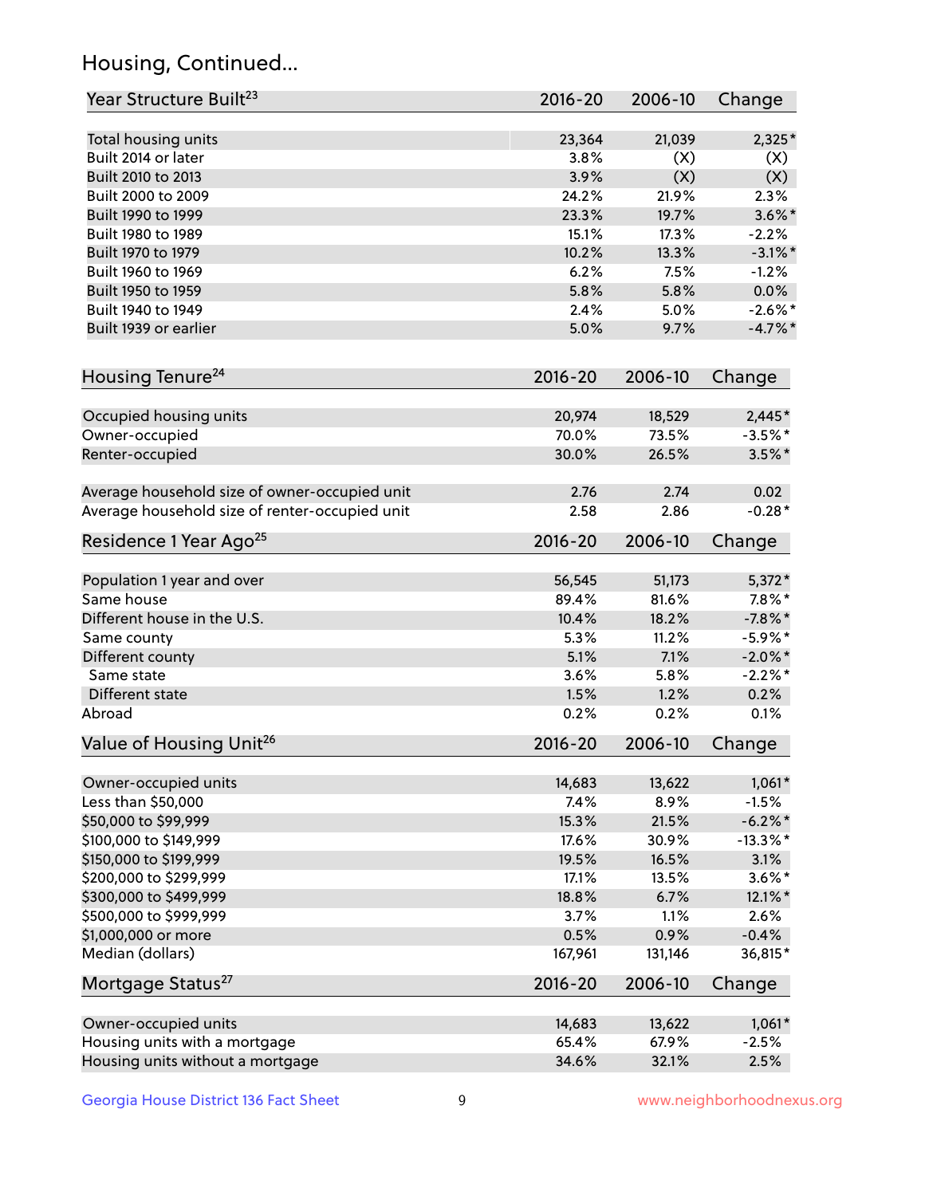## Housing, Continued...

| Year Structure Built[23] | 2016-20 | 2006-10 | Change |
|---|---|---|---|
| Total housing units | 23,364 | 21,039 | 2,325* |
| Built 2014 or later | 3.8% | (X) | (X) |
| Built 2010 to 2013 | 3.9% | (X) | (X) |
| Built 2000 to 2009 | 24.2% | 21.9% | 2.3% |
| Built 1990 to 1999 | 23.3% | 19.7% | 3.6%* |
| Built 1980 to 1989 | 15.1% | 17.3% | -2.2% |
| Built 1970 to 1979 | 10.2% | 13.3% | -3.1%* |
| Built 1960 to 1969 | 6.2% | 7.5% | -1.2% |
| Built 1950 to 1959 | 5.8% | 5.8% | 0.0% |
| Built 1940 to 1949 | 2.4% | 5.0% | -2.6%* |
| Built 1939 or earlier | 5.0% | 9.7% | -4.7%* |

| Housing Tenure[24] | 2016-20 | 2006-10 | Change |
|---|---|---|---|
| Occupied housing units | 20,974 | 18,529 | 2,445* |
| Owner-occupied | 70.0% | 73.5% | -3.5%* |
| Renter-occupied | 30.0% | 26.5% | 3.5%* |
| Average household size of owner-occupied unit | 2.76 | 2.74 | 0.02 |
| Average household size of renter-occupied unit | 2.58 | 2.86 | -0.28* |

| Residence 1 Year Ago[25] | 2016-20 | 2006-10 | Change |
|---|---|---|---|
| Population 1 year and over | 56,545 | 51,173 | 5,372* |
| Same house | 89.4% | 81.6% | 7.8%* |
| Different house in the U.S. | 10.4% | 18.2% | -7.8%* |
| Same county | 5.3% | 11.2% | -5.9%* |
| Different county | 5.1% | 7.1% | -2.0%* |
| Same state | 3.6% | 5.8% | -2.2%* |
| Different state | 1.5% | 1.2% | 0.2% |
| Abroad | 0.2% | 0.2% | 0.1% |

| Value of Housing Unit[26] | 2016-20 | 2006-10 | Change |
|---|---|---|---|
| Owner-occupied units | 14,683 | 13,622 | 1,061* |
| Less than $50,000 | 7.4% | 8.9% | -1.5% |
| $50,000 to $99,999 | 15.3% | 21.5% | -6.2%* |
| $100,000 to $149,999 | 17.6% | 30.9% | -13.3%* |
| $150,000 to $199,999 | 19.5% | 16.5% | 3.1% |
| $200,000 to $299,999 | 17.1% | 13.5% | 3.6%* |
| $300,000 to $499,999 | 18.8% | 6.7% | 12.1%* |
| $500,000 to $999,999 | 3.7% | 1.1% | 2.6% |
| $1,000,000 or more | 0.5% | 0.9% | -0.4% |
| Median (dollars) | 167,961 | 131,146 | 36,815* |

| Mortgage Status[27] | 2016-20 | 2006-10 | Change |
|---|---|---|---|
| Owner-occupied units | 14,683 | 13,622 | 1,061* |
| Housing units with a mortgage | 65.4% | 67.9% | -2.5% |
| Housing units without a mortgage | 34.6% | 32.1% | 2.5% |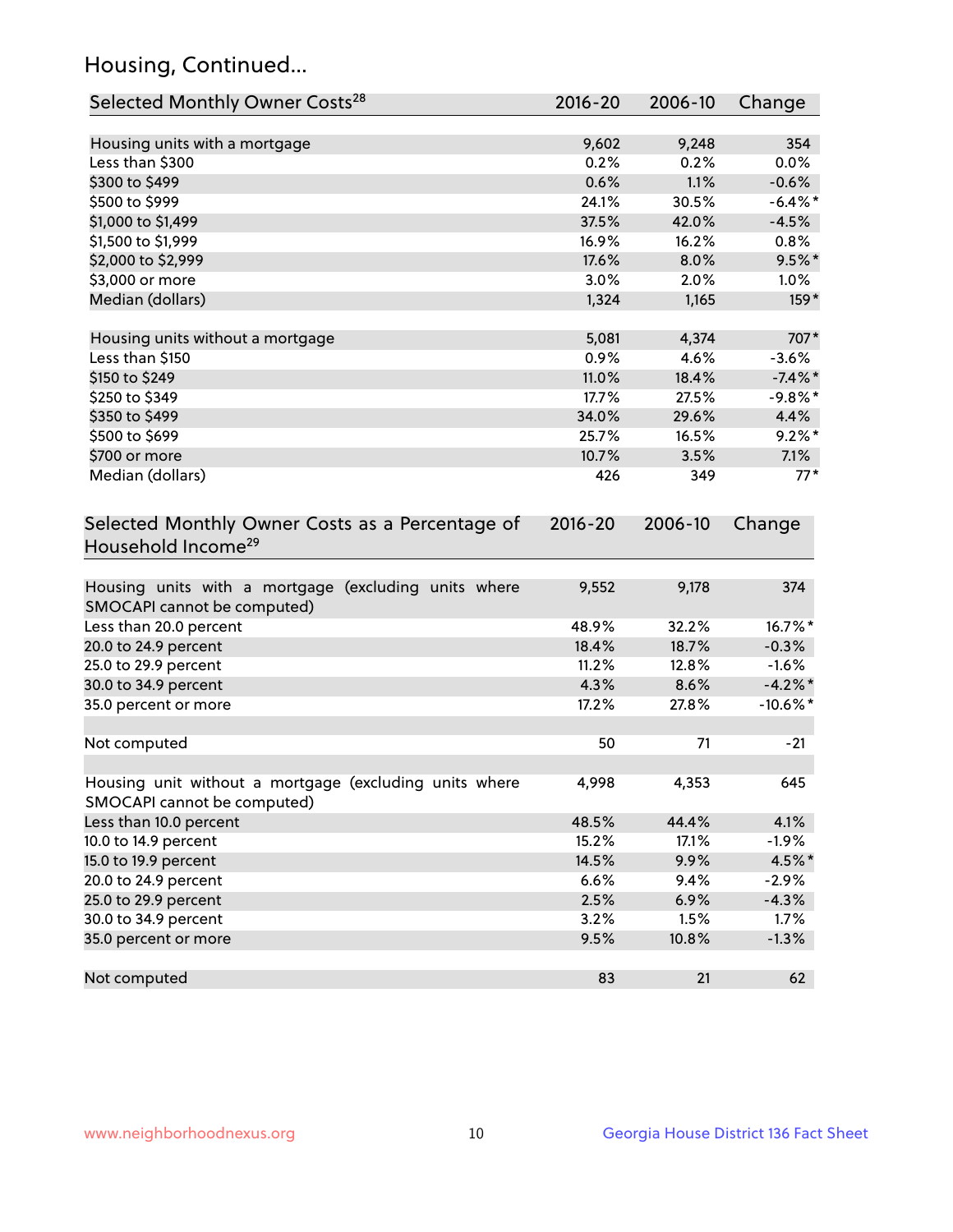## Housing, Continued...

| Selected Monthly Owner Costs[28] | 2016-20 | 2006-10 | Change |
|---|---|---|---|
| Housing units with a mortgage | 9,602 | 9,248 | 354 |
| Less than $300 | 0.2% | 0.2% | 0.0% |
| $300 to $499 | 0.6% | 1.1% | -0.6% |
| $500 to $999 | 24.1% | 30.5% | -6.4%* |
| $1,000 to $1,499 | 37.5% | 42.0% | -4.5% |
| $1,500 to $1,999 | 16.9% | 16.2% | 0.8% |
| $2,000 to $2,999 | 17.6% | 8.0% | 9.5%* |
| $3,000 or more | 3.0% | 2.0% | 1.0% |
| Median (dollars) | 1,324 | 1,165 | 159* |
| Housing units without a mortgage | 5,081 | 4,374 | 707* |
| Less than $150 | 0.9% | 4.6% | -3.6% |
| $150 to $249 | 11.0% | 18.4% | -7.4%* |
| $250 to $349 | 17.7% | 27.5% | -9.8%* |
| $350 to $499 | 34.0% | 29.6% | 4.4% |
| $500 to $699 | 25.7% | 16.5% | 9.2%* |
| $700 or more | 10.7% | 3.5% | 7.1% |
| Median (dollars) | 426 | 349 | 77* |

| Selected Monthly Owner Costs as a Percentage of Household Income[29] | 2016-20 | 2006-10 | Change |
|---|---|---|---|
| Housing units with a mortgage (excluding units where SMOCAPI cannot be computed) | 9,552 | 9,178 | 374 |
| Less than 20.0 percent | 48.9% | 32.2% | 16.7%* |
| 20.0 to 24.9 percent | 18.4% | 18.7% | -0.3% |
| 25.0 to 29.9 percent | 11.2% | 12.8% | -1.6% |
| 30.0 to 34.9 percent | 4.3% | 8.6% | -4.2%* |
| 35.0 percent or more | 17.2% | 27.8% | -10.6%* |
| Not computed | 50 | 71 | -21 |
| Housing unit without a mortgage (excluding units where SMOCAPI cannot be computed) | 4,998 | 4,353 | 645 |
| Less than 10.0 percent | 48.5% | 44.4% | 4.1% |
| 10.0 to 14.9 percent | 15.2% | 17.1% | -1.9% |
| 15.0 to 19.9 percent | 14.5% | 9.9% | 4.5%* |
| 20.0 to 24.9 percent | 6.6% | 9.4% | -2.9% |
| 25.0 to 29.9 percent | 2.5% | 6.9% | -4.3% |
| 30.0 to 34.9 percent | 3.2% | 1.5% | 1.7% |
| 35.0 percent or more | 9.5% | 10.8% | -1.3% |
| Not computed | 83 | 21 | 62 |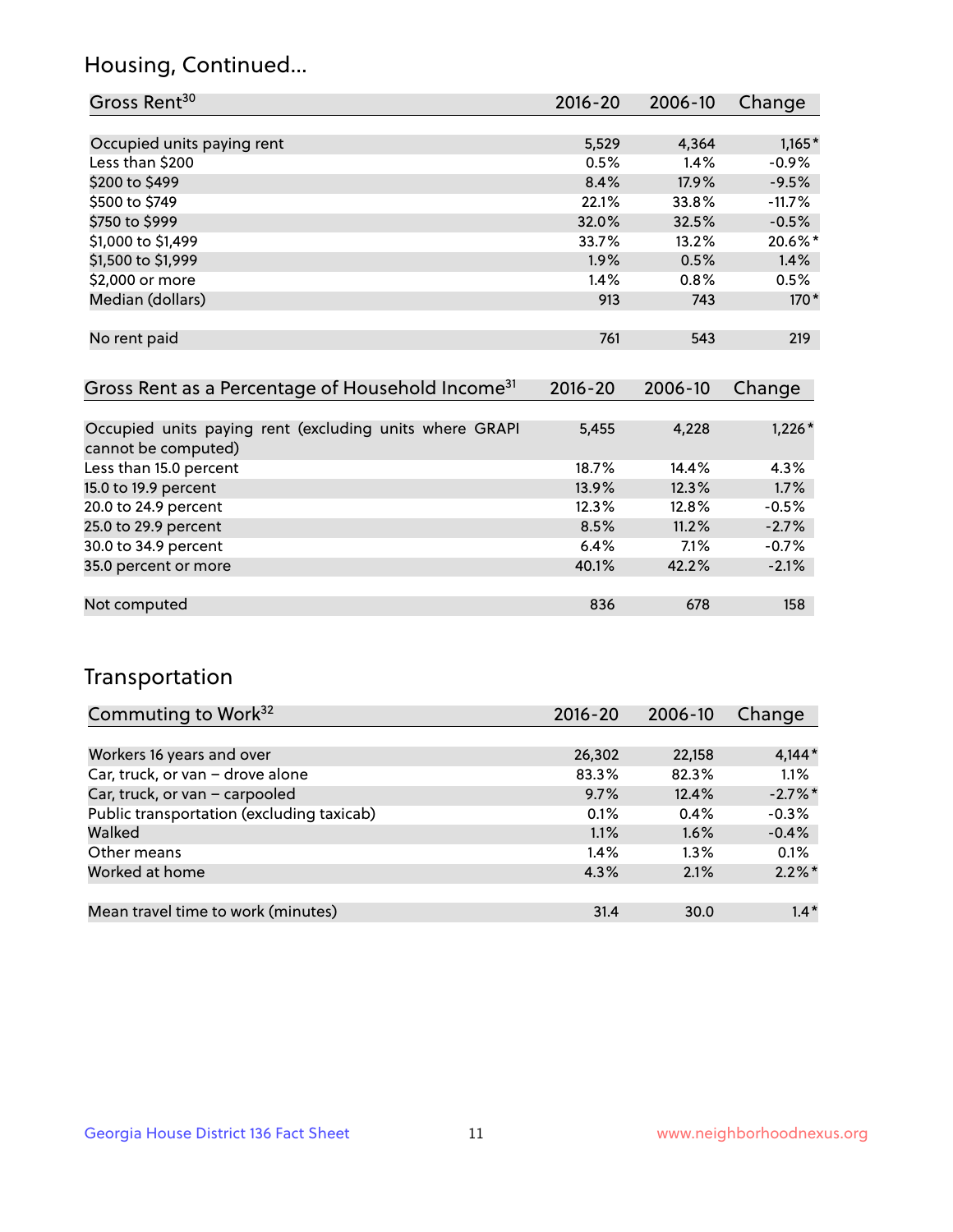## Housing, Continued...

| Gross Rent[30] | 2016-20 | 2006-10 | Change |
|---|---|---|---|
| Occupied units paying rent | 5,529 | 4,364 | 1,165* |
| Less than $200 | 0.5% | 1.4% | -0.9% |
| $200 to $499 | 8.4% | 17.9% | -9.5% |
| $500 to $749 | 22.1% | 33.8% | -11.7% |
| $750 to $999 | 32.0% | 32.5% | -0.5% |
| $1,000 to $1,499 | 33.7% | 13.2% | 20.6%* |
| $1,500 to $1,999 | 1.9% | 0.5% | 1.4% |
| $2,000 or more | 1.4% | 0.8% | 0.5% |
| Median (dollars) | 913 | 743 | 170* |
| No rent paid | 761 | 543 | 219 |

| Gross Rent as a Percentage of Household Income[31] | 2016-20 | 2006-10 | Change |
|---|---|---|---|
| Occupied units paying rent (excluding units where GRAPI cannot be computed) | 5,455 | 4,228 | 1,226* |
| Less than 15.0 percent | 18.7% | 14.4% | 4.3% |
| 15.0 to 19.9 percent | 13.9% | 12.3% | 1.7% |
| 20.0 to 24.9 percent | 12.3% | 12.8% | -0.5% |
| 25.0 to 29.9 percent | 8.5% | 11.2% | -2.7% |
| 30.0 to 34.9 percent | 6.4% | 7.1% | -0.7% |
| 35.0 percent or more | 40.1% | 42.2% | -2.1% |
| Not computed | 836 | 678 | 158 |

## Transportation

| Commuting to Work[32] | 2016-20 | 2006-10 | Change |
|---|---|---|---|
| Workers 16 years and over | 26,302 | 22,158 | 4,144* |
| Car, truck, or van – drove alone | 83.3% | 82.3% | 1.1% |
| Car, truck, or van – carpooled | 9.7% | 12.4% | -2.7%* |
| Public transportation (excluding taxicab) | 0.1% | 0.4% | -0.3% |
| Walked | 1.1% | 1.6% | -0.4% |
| Other means | 1.4% | 1.3% | 0.1% |
| Worked at home | 4.3% | 2.1% | 2.2%* |
| Mean travel time to work (minutes) | 31.4 | 30.0 | 1.4* |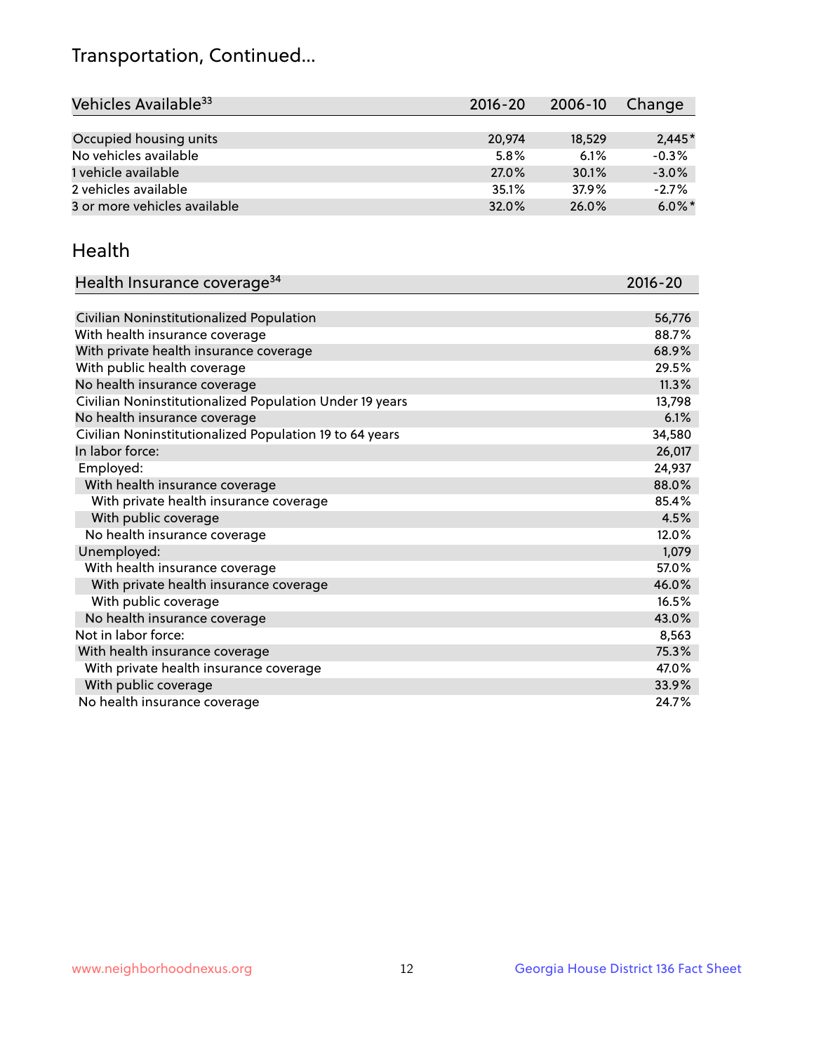# Transportation, Continued...

| Vehicles Available[33] | 2016-20 | 2006-10 | Change |
|---|---|---|---|
| Occupied housing units | 20,974 | 18,529 | 2,445* |
| No vehicles available | 5.8% | 6.1% | -0.3% |
| 1 vehicle available | 27.0% | 30.1% | -3.0% |
| 2 vehicles available | 35.1% | 37.9% | -2.7% |
| 3 or more vehicles available | 32.0% | 26.0% | 6.0%* |

## Health

| Health Insurance coverage[34] | 2016-20 |
|---|---|
| Civilian Noninstitutionalized Population | 56,776 |
| With health insurance coverage | 88.7% |
| With private health insurance coverage | 68.9% |
| With public health coverage | 29.5% |
| No health insurance coverage | 11.3% |
| Civilian Noninstitutionalized Population Under 19 years | 13,798 |
| No health insurance coverage | 6.1% |
| Civilian Noninstitutionalized Population 19 to 64 years | 34,580 |
| In labor force: | 26,017 |
| Employed: | 24,937 |
| With health insurance coverage | 88.0% |
| With private health insurance coverage | 85.4% |
| With public coverage | 4.5% |
| No health insurance coverage | 12.0% |
| Unemployed: | 1,079 |
| With health insurance coverage | 57.0% |
| With private health insurance coverage | 46.0% |
| With public coverage | 16.5% |
| No health insurance coverage | 43.0% |
| Not in labor force: | 8,563 |
| With health insurance coverage | 75.3% |
| With private health insurance coverage | 47.0% |
| With public coverage | 33.9% |
| No health insurance coverage | 24.7% |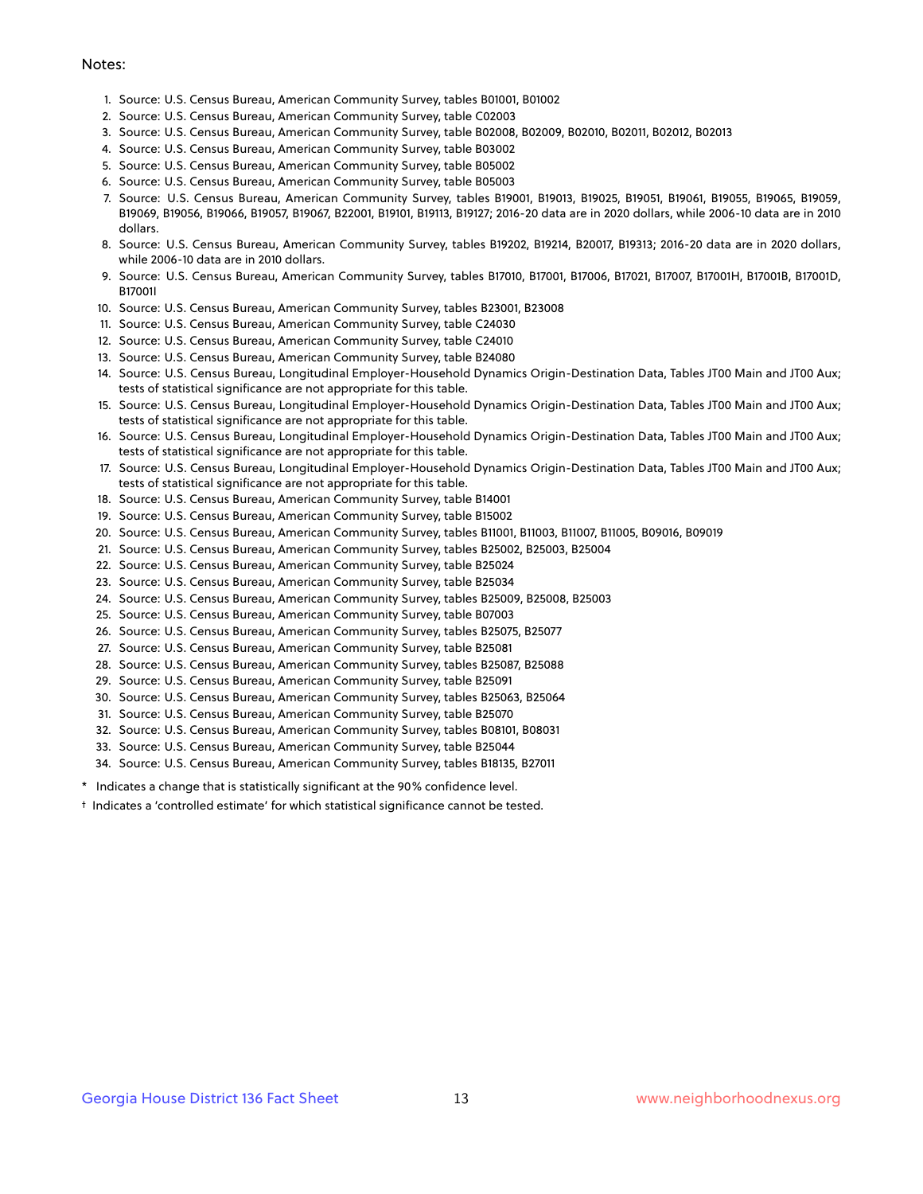Notes:

1. Source: U.S. Census Bureau, American Community Survey, tables B01001, B01002
2. Source: U.S. Census Bureau, American Community Survey, table C02003
3. Source: U.S. Census Bureau, American Community Survey, table B02008, B02009, B02010, B02011, B02012, B02013
4. Source: U.S. Census Bureau, American Community Survey, table B03002
5. Source: U.S. Census Bureau, American Community Survey, table B05002
6. Source: U.S. Census Bureau, American Community Survey, table B05003
7. Source: U.S. Census Bureau, American Community Survey, tables B19001, B19013, B19025, B19051, B19061, B19055, B19065, B19059, B19069, B19056, B19066, B19057, B19067, B22001, B19101, B19113, B19127; 2016-20 data are in 2020 dollars, while 2006-10 data are in 2010 dollars.
8. Source: U.S. Census Bureau, American Community Survey, tables B19202, B19214, B20017, B19313; 2016-20 data are in 2020 dollars, while 2006-10 data are in 2010 dollars.
9. Source: U.S. Census Bureau, American Community Survey, tables B17010, B17001, B17006, B17021, B17007, B17001H, B17001B, B17001D, B17001I
10. Source: U.S. Census Bureau, American Community Survey, tables B23001, B23008
11. Source: U.S. Census Bureau, American Community Survey, table C24030
12. Source: U.S. Census Bureau, American Community Survey, table C24010
13. Source: U.S. Census Bureau, American Community Survey, table B24080
14. Source: U.S. Census Bureau, Longitudinal Employer-Household Dynamics Origin-Destination Data, Tables JT00 Main and JT00 Aux; tests of statistical significance are not appropriate for this table.
15. Source: U.S. Census Bureau, Longitudinal Employer-Household Dynamics Origin-Destination Data, Tables JT00 Main and JT00 Aux; tests of statistical significance are not appropriate for this table.
16. Source: U.S. Census Bureau, Longitudinal Employer-Household Dynamics Origin-Destination Data, Tables JT00 Main and JT00 Aux; tests of statistical significance are not appropriate for this table.
17. Source: U.S. Census Bureau, Longitudinal Employer-Household Dynamics Origin-Destination Data, Tables JT00 Main and JT00 Aux; tests of statistical significance are not appropriate for this table.
18. Source: U.S. Census Bureau, American Community Survey, table B14001
19. Source: U.S. Census Bureau, American Community Survey, table B15002
20. Source: U.S. Census Bureau, American Community Survey, tables B11001, B11003, B11007, B11005, B09016, B09019
21. Source: U.S. Census Bureau, American Community Survey, tables B25002, B25003, B25004
22. Source: U.S. Census Bureau, American Community Survey, table B25024
23. Source: U.S. Census Bureau, American Community Survey, table B25034
24. Source: U.S. Census Bureau, American Community Survey, tables B25009, B25008, B25003
25. Source: U.S. Census Bureau, American Community Survey, table B07003
26. Source: U.S. Census Bureau, American Community Survey, tables B25075, B25077
27. Source: U.S. Census Bureau, American Community Survey, table B25081
28. Source: U.S. Census Bureau, American Community Survey, tables B25087, B25088
29. Source: U.S. Census Bureau, American Community Survey, table B25091
30. Source: U.S. Census Bureau, American Community Survey, tables B25063, B25064
31. Source: U.S. Census Bureau, American Community Survey, table B25070
32. Source: U.S. Census Bureau, American Community Survey, tables B08101, B08031
33. Source: U.S. Census Bureau, American Community Survey, table B25044
34. Source: U.S. Census Bureau, American Community Survey, tables B18135, B27011

\* Indicates a change that is statistically significant at the 90% confidence level.

† Indicates a 'controlled estimate' for which statistical significance cannot be tested.